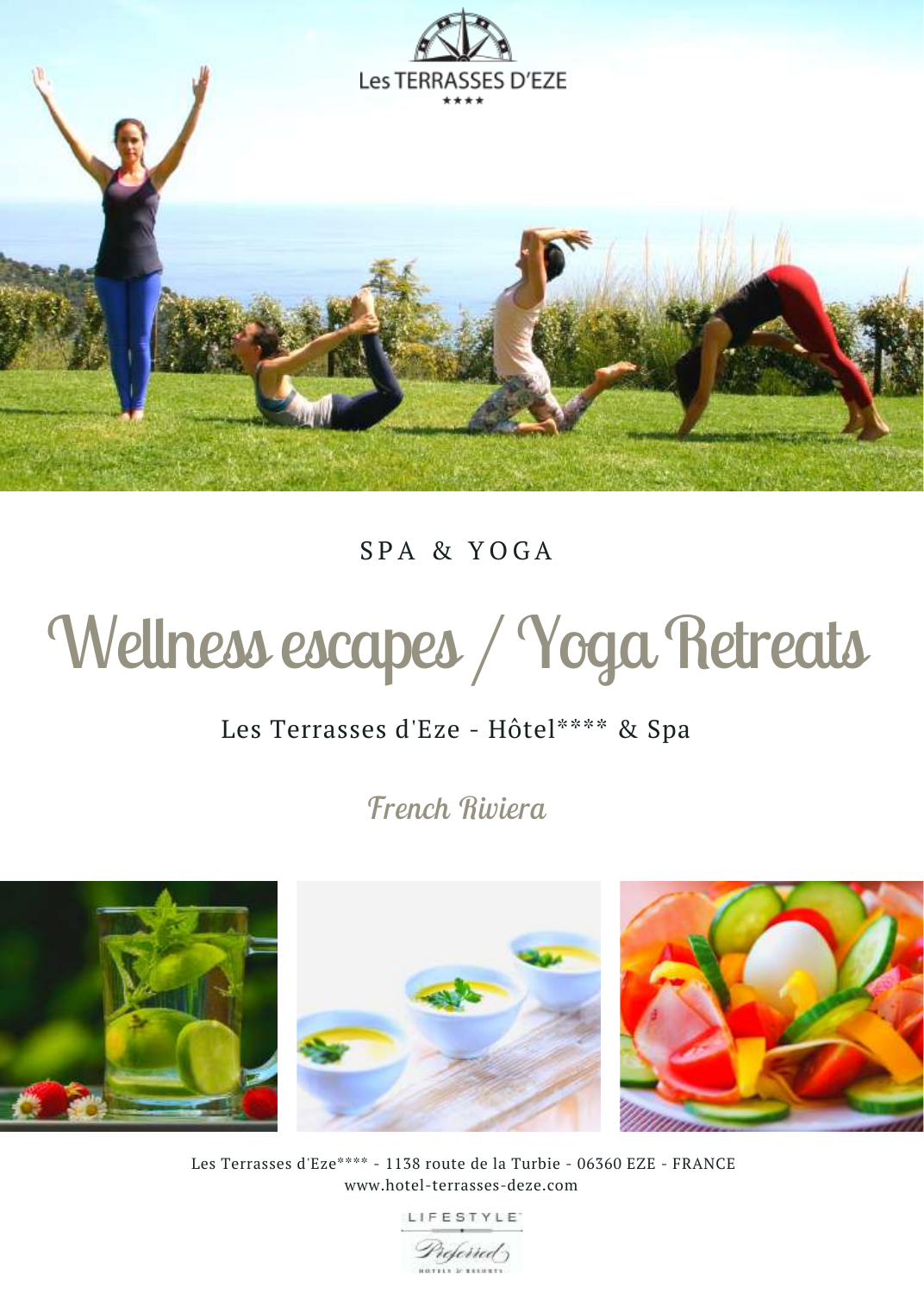Les TERRASSES D'EZE

★★★★

SPA & YOGA

# Wellness escapes / Yoga Retreats

Les Terrasses d'Eze - Hôtel**** & Spa

*French Riviera*

Les Terrasses d'Eze**** - 1138 route de la Turbie - 06360 EZE - FRANCE
www.hotel-terrasses-deze.com

LIFESTYLE Preferred HOTELS & RESORTS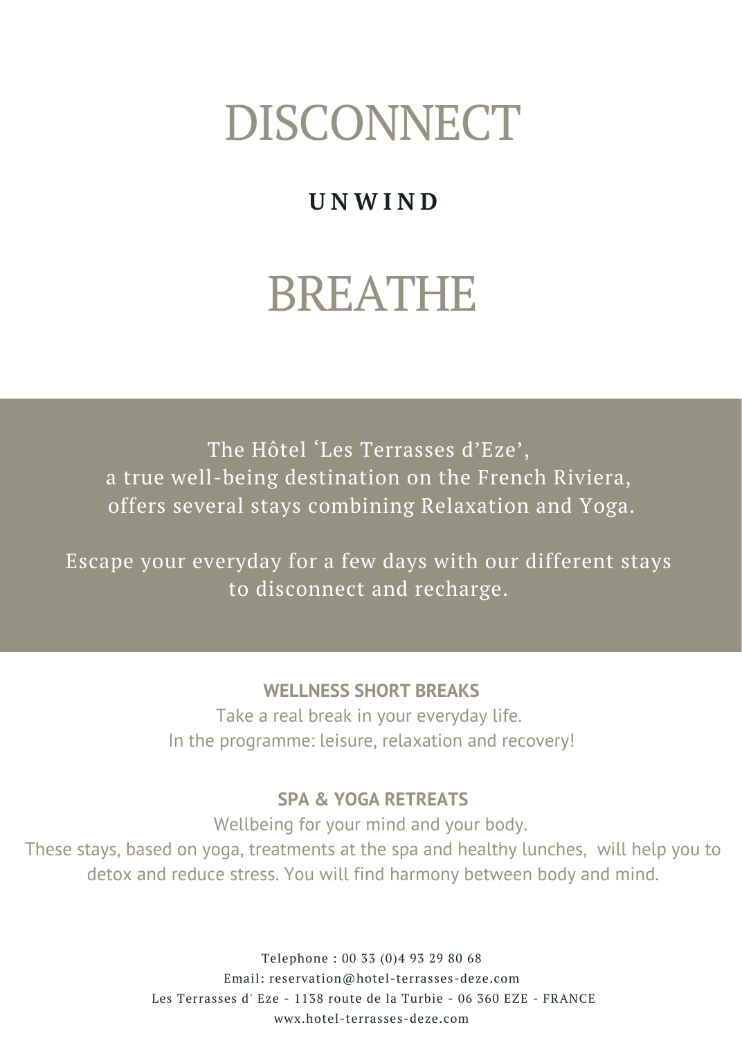# DISCONNECT

**UNWIND**

# BREATHE

The Hôtel ‘Les Terrasses d’Eze’,
a true well-being destination on the French Riviera,
offers several stays combining Relaxation and Yoga.

Escape your everyday for a few days with our different stays
to disconnect and recharge.

**WELLNESS SHORT BREAKS**

Take a real break in your everyday life.
In the programme: leisure, relaxation and recovery!

**SPA & YOGA RETREATS**

Wellbeing for your mind and your body.
These stays, based on yoga, treatments at the spa and healthy lunches, will help you to detox and reduce stress. You will find harmony between body and mind.

Telephone : 00 33 (0)4 93 29 80 68
Email: reservation@hotel-terrasses-deze.com
Les Terrasses d' Eze - 1138 route de la Turbie - 06 360 EZE - FRANCE
wwx.hotel-terrasses-deze.com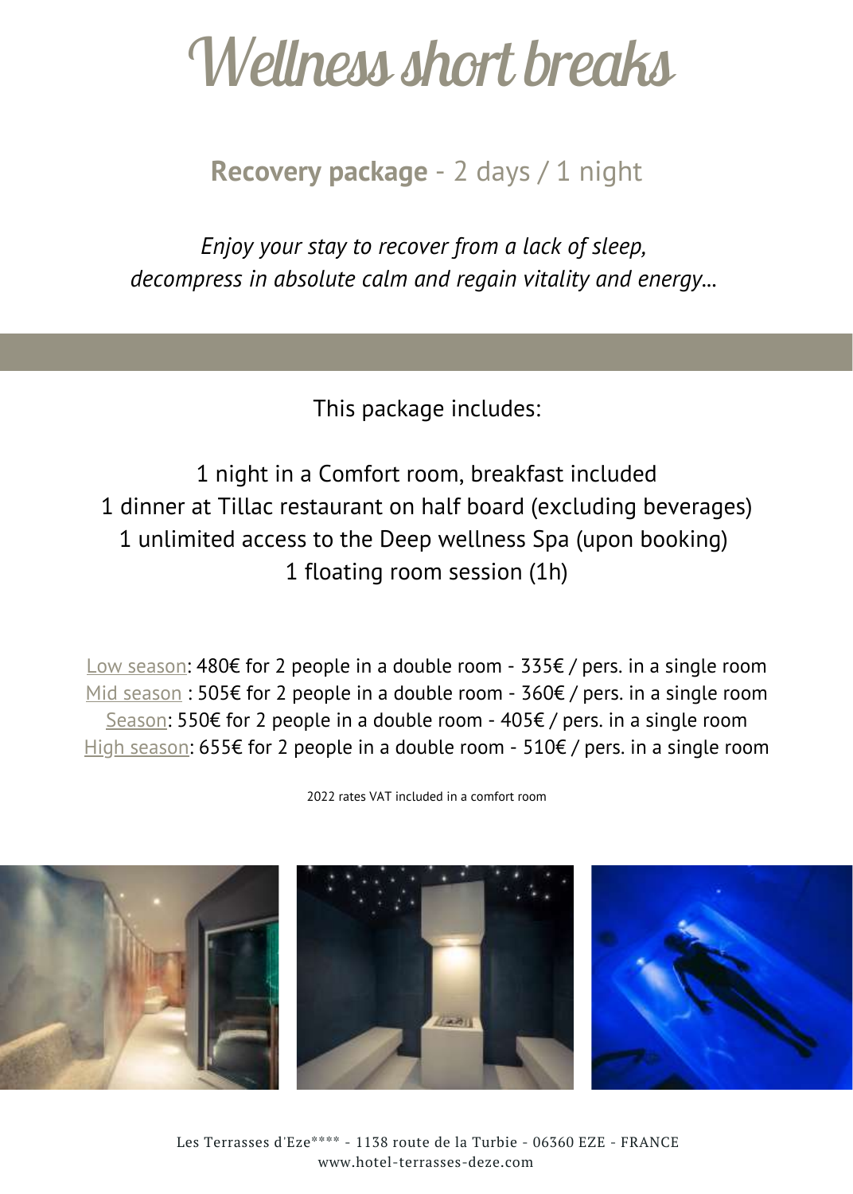# Wellness short breaks

## **Recovery package** - 2 days / 1 night

*Enjoy your stay to recover from a lack of sleep,*
*decompress in absolute calm and regain vitality and energy...*

This package includes:

1 night in a Comfort room, breakfast included
1 dinner at Tillac restaurant on half board (excluding beverages)
1 unlimited access to the Deep wellness Spa (upon booking)
1 floating room session (1h)

Low season: 480€ for 2 people in a double room - 335€ / pers. in a single room
Mid season : 505€ for 2 people in a double room - 360€ / pers. in a single room
Season: 550€ for 2 people in a double room - 405€ / pers. in a single room
High season: 655€ for 2 people in a double room - 510€ / pers. in a single room

2022 rates VAT included in a comfort room

Les Terrasses d'Eze**** - 1138 route de la Turbie - 06360 EZE - FRANCE
www.hotel-terrasses-deze.com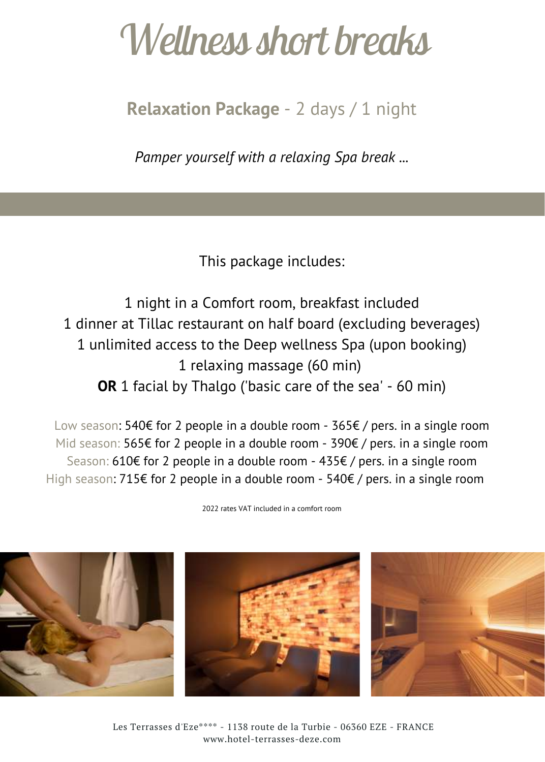# Wellness short breaks

## **Relaxation Package** - 2 days / 1 night

*Pamper yourself with a relaxing Spa break ...*

This package includes:

1 night in a Comfort room, breakfast included
1 dinner at Tillac restaurant on half board (excluding beverages)
1 unlimited access to the Deep wellness Spa (upon booking)
1 relaxing massage (60 min)
**OR** 1 facial by Thalgo ('basic care of the sea' - 60 min)

Low season: 540€ for 2 people in a double room - 365€ / pers. in a single room
Mid season: 565€ for 2 people in a double room - 390€ / pers. in a single room
Season: 610€ for 2 people in a double room - 435€ / pers. in a single room
High season: 715€ for 2 people in a double room - 540€ / pers. in a single room

2022 rates VAT included in a comfort room

Les Terrasses d'Eze**** - 1138 route de la Turbie - 06360 EZE - FRANCE
www.hotel-terrasses-deze.com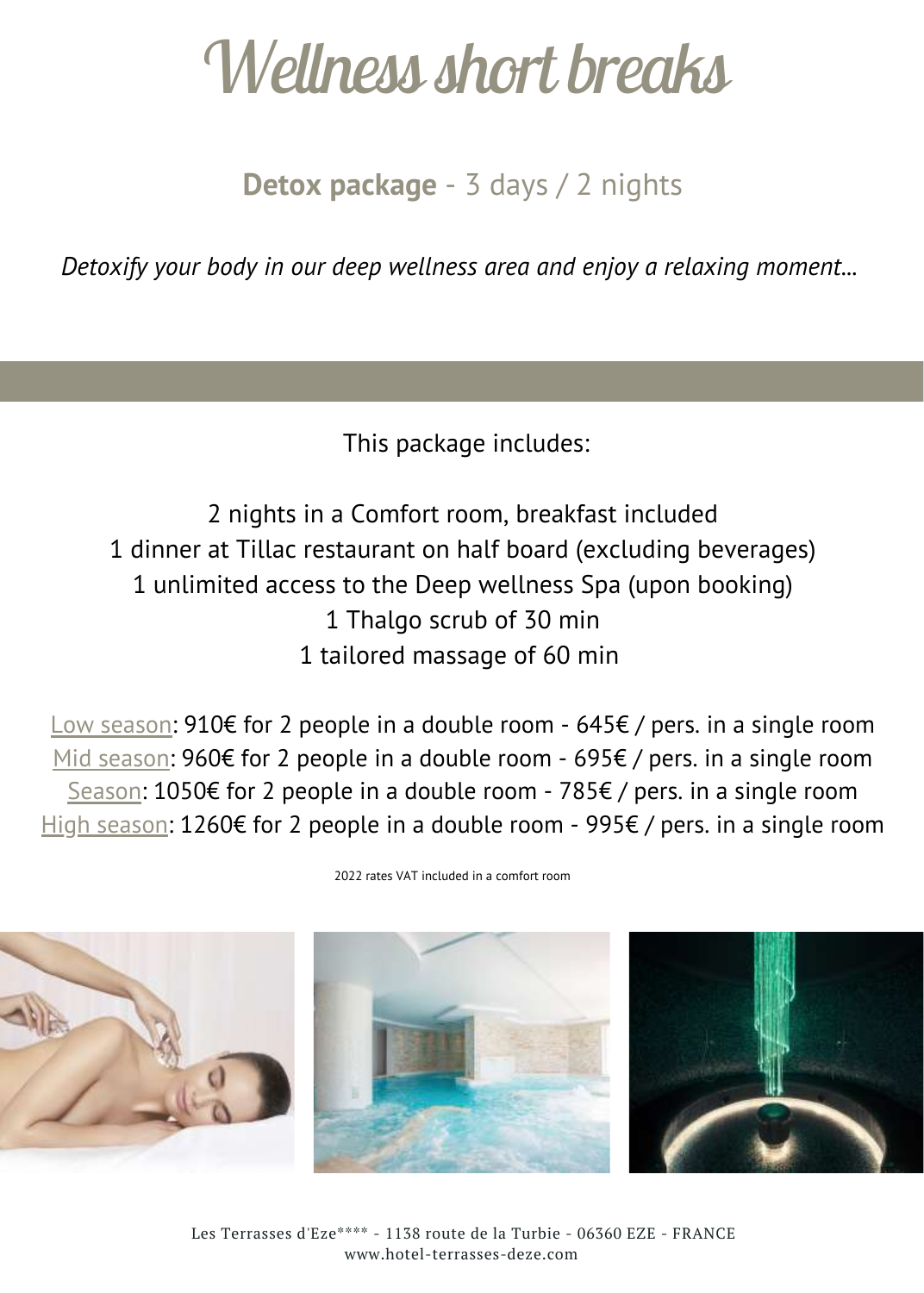# Wellness short breaks

## **Detox package** - 3 days / 2 nights

*Detoxify your body in our deep wellness area and enjoy a relaxing moment...*

This package includes:

2 nights in a Comfort room, breakfast included
1 dinner at Tillac restaurant on half board (excluding beverages)
1 unlimited access to the Deep wellness Spa (upon booking)
1 Thalgo scrub of 30 min
1 tailored massage of 60 min

Low season: 910€ for 2 people in a double room - 645€ / pers. in a single room
Mid season: 960€ for 2 people in a double room - 695€ / pers. in a single room
Season: 1050€ for 2 people in a double room - 785€ / pers. in a single room
High season: 1260€ for 2 people in a double room - 995€ / pers. in a single room

2022 rates VAT included in a comfort room

Les Terrasses d'Eze**** - 1138 route de la Turbie - 06360 EZE - FRANCE
www.hotel-terrasses-deze.com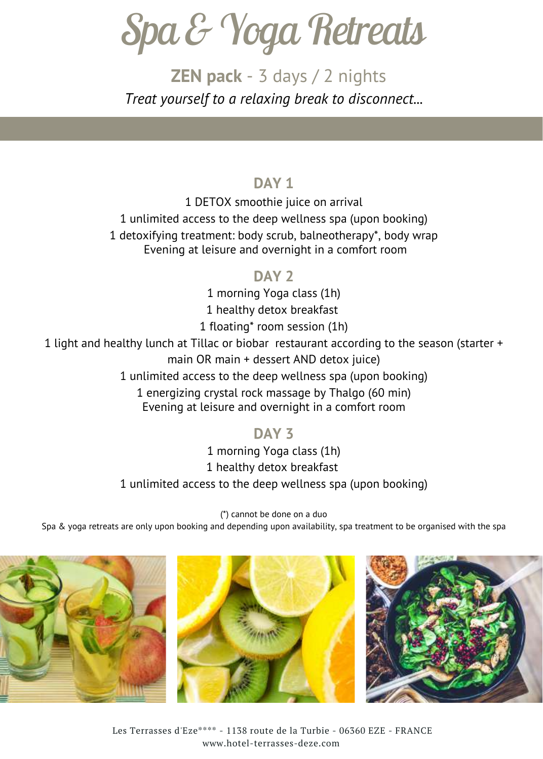# Spa & Yoga Retreats

## **ZEN pack** - 3 days / 2 nights

*Treat yourself to a relaxing break to disconnect...*

### DAY 1

1 DETOX smoothie juice on arrival
1 unlimited access to the deep wellness spa (upon booking)
1 detoxifying treatment: body scrub, balneotherapy*, body wrap
Evening at leisure and overnight in a comfort room

### DAY 2

1 morning Yoga class (1h)
1 healthy detox breakfast
1 floating* room session (1h)
1 light and healthy lunch at Tillac or biobar restaurant according to the season (starter + main OR main + dessert AND detox juice)
1 unlimited access to the deep wellness spa (upon booking)
1 energizing crystal rock massage by Thalgo (60 min)
Evening at leisure and overnight in a comfort room

### DAY 3

1 morning Yoga class (1h)
1 healthy detox breakfast
1 unlimited access to the deep wellness spa (upon booking)

(*) cannot be done on a duo
Spa & yoga retreats are only upon booking and depending upon availability, spa treatment to be organised with the spa

Les Terrasses d'Eze**** - 1138 route de la Turbie - 06360 EZE - FRANCE
www.hotel-terrasses-deze.com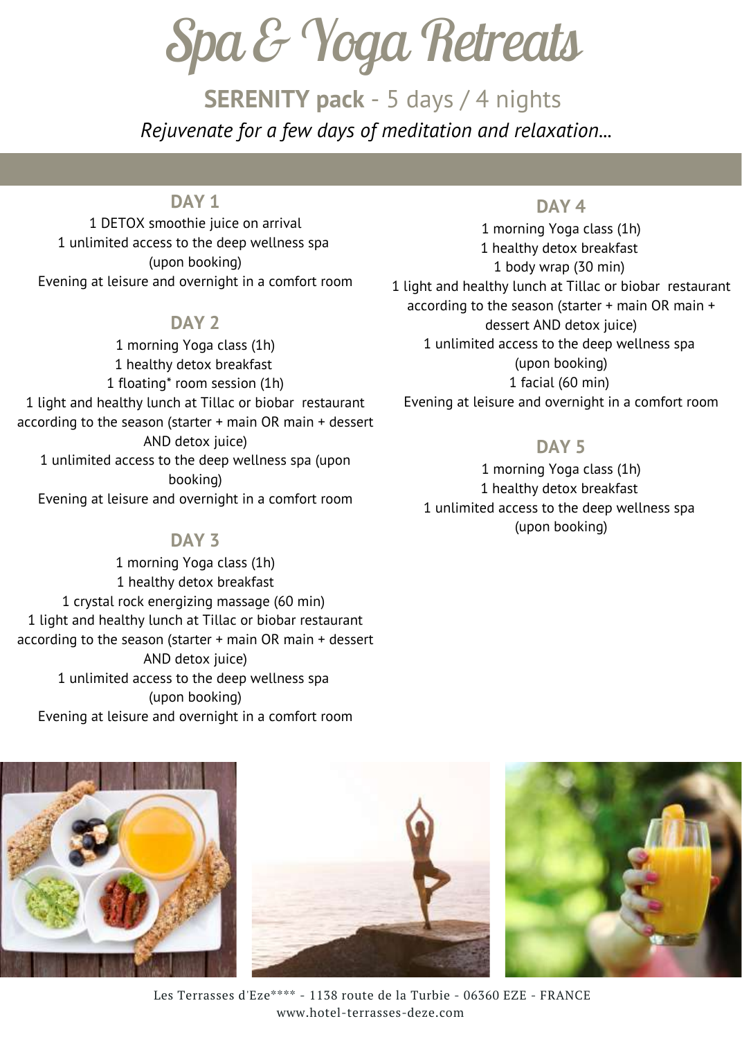# Spa & Yoga Retreats

## **SERENITY pack** - 5 days / 4 nights

*Rejuvenate for a few days of meditation and relaxation...*

### DAY 1

1 DETOX smoothie juice on arrival
1 unlimited access to the deep wellness spa (upon booking)
Evening at leisure and overnight in a comfort room

### DAY 2

1 morning Yoga class (1h)
1 healthy detox breakfast
1 floating* room session (1h)
1 light and healthy lunch at Tillac or biobar restaurant according to the season (starter + main OR main + dessert AND detox juice)
1 unlimited access to the deep wellness spa (upon booking)
Evening at leisure and overnight in a comfort room

### DAY 3

1 morning Yoga class (1h)
1 healthy detox breakfast
1 crystal rock energizing massage (60 min)
1 light and healthy lunch at Tillac or biobar restaurant according to the season (starter + main OR main + dessert AND detox juice)
1 unlimited access to the deep wellness spa (upon booking)
Evening at leisure and overnight in a comfort room

### DAY 4

1 morning Yoga class (1h)
1 healthy detox breakfast
1 body wrap (30 min)
1 light and healthy lunch at Tillac or biobar restaurant according to the season (starter + main OR main + dessert AND detox juice)
1 unlimited access to the deep wellness spa (upon booking)
1 facial (60 min)
Evening at leisure and overnight in a comfort room

### DAY 5

1 morning Yoga class (1h)
1 healthy detox breakfast
1 unlimited access to the deep wellness spa (upon booking)

Les Terrasses d'Eze**** - 1138 route de la Turbie - 06360 EZE - FRANCE
www.hotel-terrasses-deze.com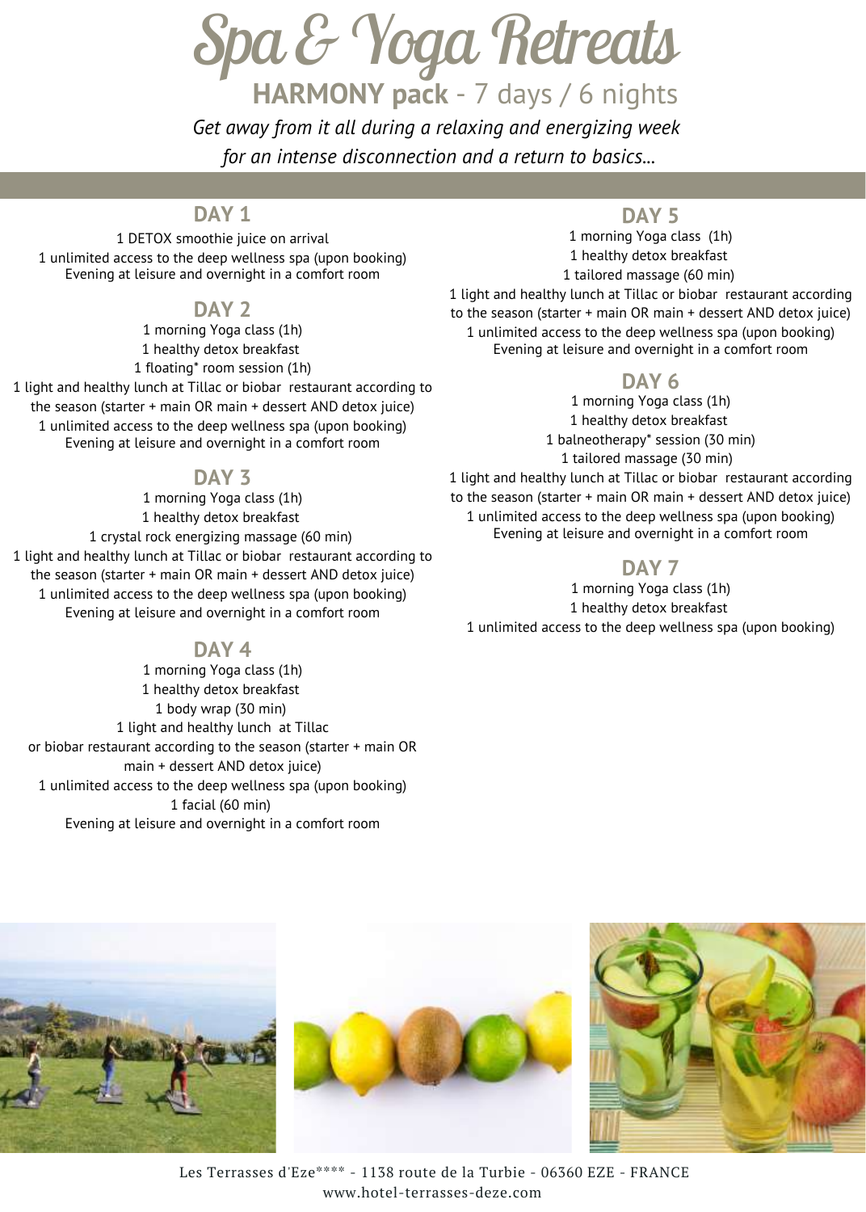# Spa & Yoga Retreats

## HARMONY pack - 7 days / 6 nights

*Get away from it all during a relaxing and energizing week*
*for an intense disconnection and a return to basics...*

### DAY 1

1 DETOX smoothie juice on arrival
1 unlimited access to the deep wellness spa (upon booking)
Evening at leisure and overnight in a comfort room

### DAY 2

1 morning Yoga class (1h)
1 healthy detox breakfast
1 floating* room session (1h)
1 light and healthy lunch at Tillac or biobar restaurant according to the season (starter + main OR main + dessert AND detox juice)
1 unlimited access to the deep wellness spa (upon booking)
Evening at leisure and overnight in a comfort room

### DAY 3

1 morning Yoga class (1h)
1 healthy detox breakfast
1 crystal rock energizing massage (60 min)
1 light and healthy lunch at Tillac or biobar restaurant according to the season (starter + main OR main + dessert AND detox juice)
1 unlimited access to the deep wellness spa (upon booking)
Evening at leisure and overnight in a comfort room

### DAY 4

1 morning Yoga class (1h)
1 healthy detox breakfast
1 body wrap (30 min)
1 light and healthy lunch at Tillac or biobar restaurant according to the season (starter + main OR main + dessert AND detox juice)
1 unlimited access to the deep wellness spa (upon booking)
1 facial (60 min)
Evening at leisure and overnight in a comfort room

### DAY 5

1 morning Yoga class (1h)
1 healthy detox breakfast
1 tailored massage (60 min)
1 light and healthy lunch at Tillac or biobar restaurant according to the season (starter + main OR main + dessert AND detox juice)
1 unlimited access to the deep wellness spa (upon booking)
Evening at leisure and overnight in a comfort room

### DAY 6

1 morning Yoga class (1h)
1 healthy detox breakfast
1 balneotherapy* session (30 min)
1 tailored massage (30 min)
1 light and healthy lunch at Tillac or biobar restaurant according to the season (starter + main OR main + dessert AND detox juice)
1 unlimited access to the deep wellness spa (upon booking)
Evening at leisure and overnight in a comfort room

### DAY 7

1 morning Yoga class (1h)
1 healthy detox breakfast
1 unlimited access to the deep wellness spa (upon booking)

Les Terrasses d'Eze**** - 1138 route de la Turbie - 06360 EZE - FRANCE
www.hotel-terrasses-deze.com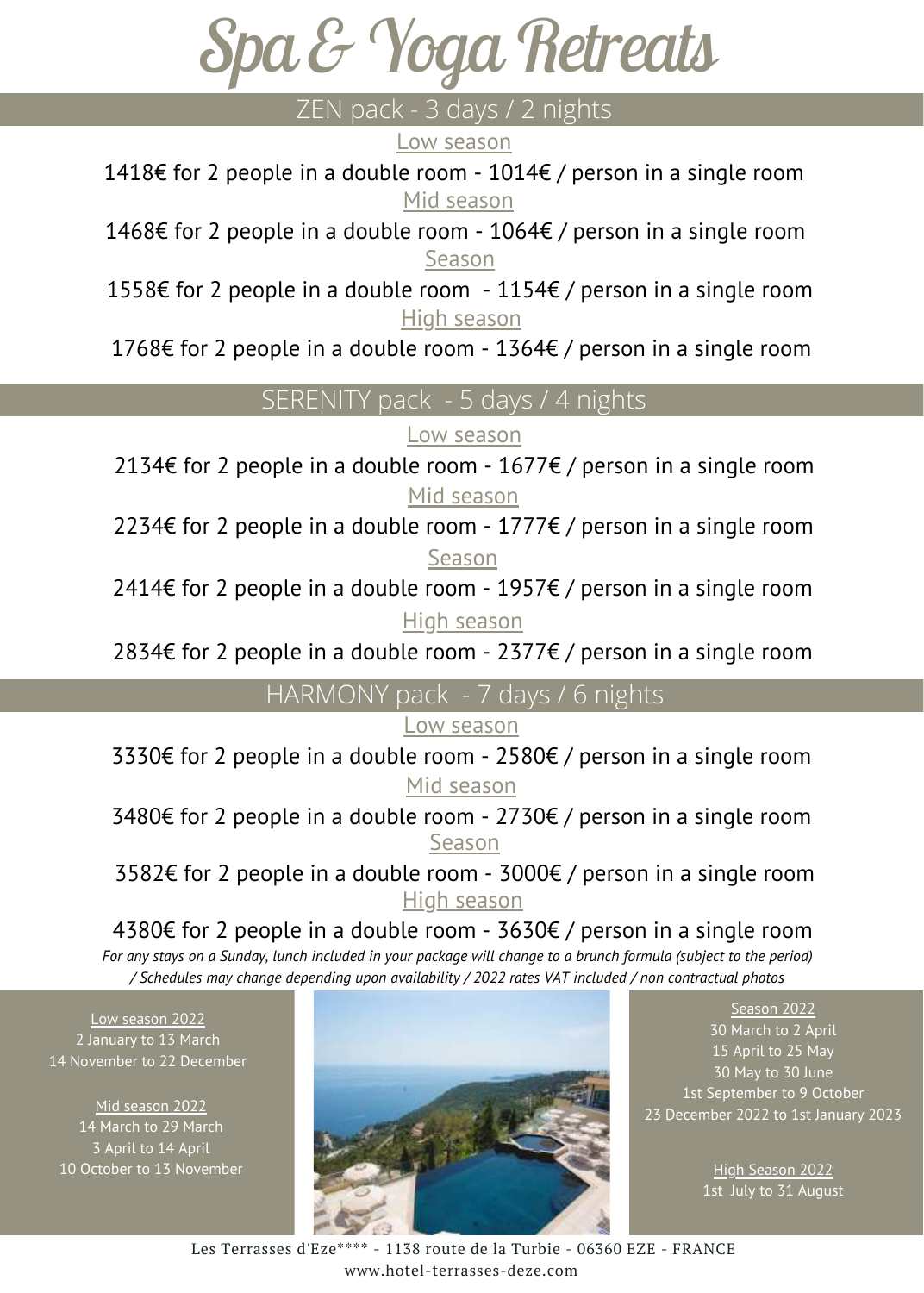# Spa & Yoga Retreats

## ZEN pack - 3 days / 2 nights

Low season

1418€ for 2 people in a double room - 1014€ / person in a single room

Mid season

1468€ for 2 people in a double room - 1064€ / person in a single room

Season

1558€ for 2 people in a double room - 1154€ / person in a single room

High season

1768€ for 2 people in a double room - 1364€ / person in a single room

## SERENITY pack - 5 days / 4 nights

Low season

2134€ for 2 people in a double room - 1677€ / person in a single room

Mid season

2234€ for 2 people in a double room - 1777€ / person in a single room

Season

2414€ for 2 people in a double room - 1957€ / person in a single room

High season

2834€ for 2 people in a double room - 2377€ / person in a single room

## HARMONY pack - 7 days / 6 nights

Low season

3330€ for 2 people in a double room - 2580€ / person in a single room

Mid season

3480€ for 2 people in a double room - 2730€ / person in a single room

Season

3582€ for 2 people in a double room - 3000€ / person in a single room

High season

4380€ for 2 people in a double room - 3630€ / person in a single room

*For any stays on a Sunday, lunch included in your package will change to a brunch formula (subject to the period) / Schedules may change depending upon availability / 2022 rates VAT included / non contractual photos*

Low season 2022
2 January to 13 March
14 November to 22 December

Mid season 2022
14 March to 29 March
3 April to 14 April
10 October to 13 November

Season 2022
30 March to 2 April
15 April to 25 May
30 May to 30 June
1st September to 9 October
23 December 2022 to 1st January 2023

High Season 2022
1st July to 31 August

Les Terrasses d'Eze**** - 1138 route de la Turbie - 06360 EZE - FRANCE
www.hotel-terrasses-deze.com